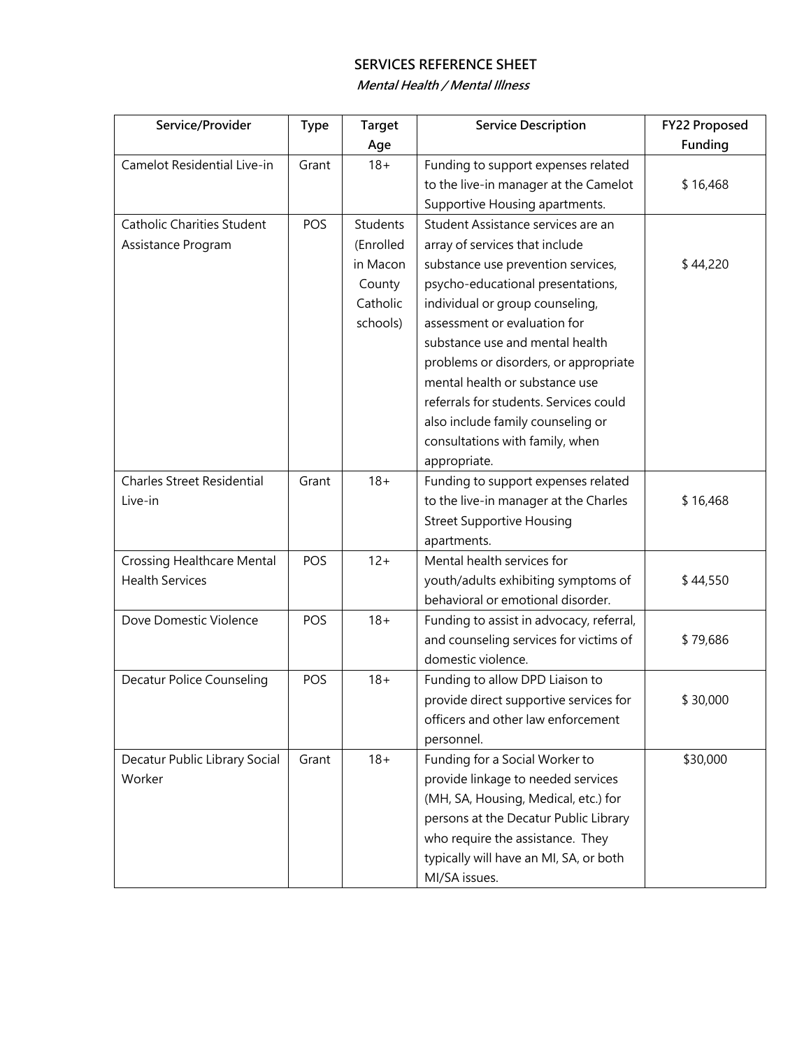## SERVICES REFERENCE SHEET

***Mental Health / Mental Illness***

| Service/Provider | Type | Target Age | Service Description | FY22 Proposed Funding |
|---|---|---|---|---|
| Camelot Residential Live-in | Grant | 18+ | Funding to support expenses related to the live-in manager at the Camelot Supportive Housing apartments. | $ 16,468 |
| Catholic Charities Student Assistance Program | POS | Students (Enrolled in Macon County Catholic schools) | Student Assistance services are an array of services that include substance use prevention services, psycho-educational presentations, individual or group counseling, assessment or evaluation for substance use and mental health problems or disorders, or appropriate mental health or substance use referrals for students. Services could also include family counseling or consultations with family, when appropriate. | $ 44,220 |
| Charles Street Residential Live-in | Grant | 18+ | Funding to support expenses related to the live-in manager at the Charles Street Supportive Housing apartments. | $ 16,468 |
| Crossing Healthcare Mental Health Services | POS | 12+ | Mental health services for youth/adults exhibiting symptoms of behavioral or emotional disorder. | $ 44,550 |
| Dove Domestic Violence | POS | 18+ | Funding to assist in advocacy, referral, and counseling services for victims of domestic violence. | $ 79,686 |
| Decatur Police Counseling | POS | 18+ | Funding to allow DPD Liaison to provide direct supportive services for officers and other law enforcement personnel. | $ 30,000 |
| Decatur Public Library Social Worker | Grant | 18+ | Funding for a Social Worker to provide linkage to needed services (MH, SA, Housing, Medical, etc.) for persons at the Decatur Public Library who require the assistance. They typically will have an MI, SA, or both MI/SA issues. | $30,000 |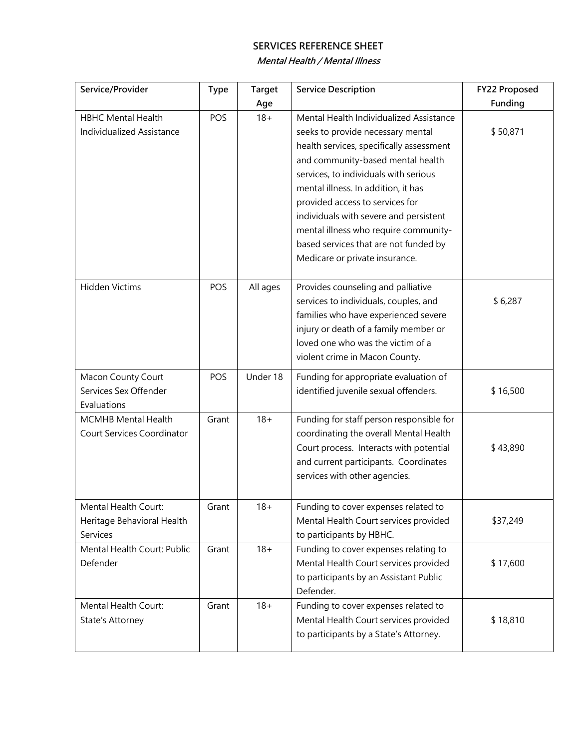# SERVICES REFERENCE SHEET

***Mental Health / Mental Illness***

| Service/Provider | Type | Target Age | Service Description | FY22 Proposed Funding |
|---|---|---|---|---|
| HBHC Mental Health Individualized Assistance | POS | 18+ | Mental Health Individualized Assistance seeks to provide necessary mental health services, specifically assessment and community-based mental health services, to individuals with serious mental illness. In addition, it has provided access to services for individuals with severe and persistent mental illness who require community-based services that are not funded by Medicare or private insurance. | $ 50,871 |
| Hidden Victims | POS | All ages | Provides counseling and palliative services to individuals, couples, and families who have experienced severe injury or death of a family member or loved one who was the victim of a violent crime in Macon County. | $ 6,287 |
| Macon County Court Services Sex Offender Evaluations | POS | Under 18 | Funding for appropriate evaluation of identified juvenile sexual offenders. | $ 16,500 |
| MCMHB Mental Health Court Services Coordinator | Grant | 18+ | Funding for staff person responsible for coordinating the overall Mental Health Court process. Interacts with potential and current participants. Coordinates services with other agencies. | $ 43,890 |
| Mental Health Court: Heritage Behavioral Health Services | Grant | 18+ | Funding to cover expenses related to Mental Health Court services provided to participants by HBHC. | $37,249 |
| Mental Health Court: Public Defender | Grant | 18+ | Funding to cover expenses relating to Mental Health Court services provided to participants by an Assistant Public Defender. | $ 17,600 |
| Mental Health Court: State's Attorney | Grant | 18+ | Funding to cover expenses related to Mental Health Court services provided to participants by a State's Attorney. | $ 18,810 |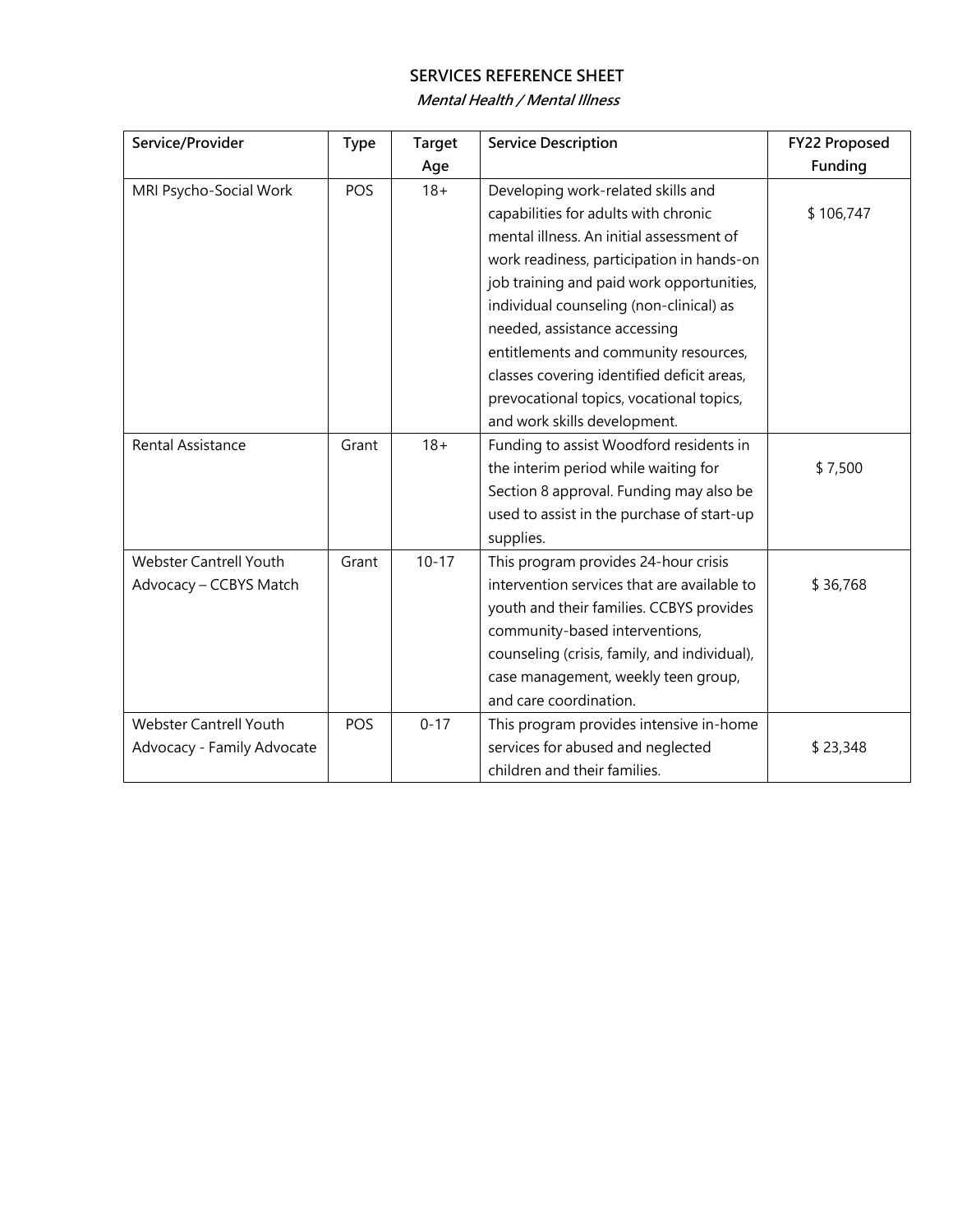## SERVICES REFERENCE SHEET

***Mental Health / Mental Illness***

| Service/Provider | Type | Target Age | Service Description | FY22 Proposed Funding |
|---|---|---|---|---|
| MRI Psycho-Social Work | POS | 18+ | Developing work-related skills and capabilities for adults with chronic mental illness. An initial assessment of work readiness, participation in hands-on job training and paid work opportunities, individual counseling (non-clinical) as needed, assistance accessing entitlements and community resources, classes covering identified deficit areas, prevocational topics, vocational topics, and work skills development. | $ 106,747 |
| Rental Assistance | Grant | 18+ | Funding to assist Woodford residents in the interim period while waiting for Section 8 approval. Funding may also be used to assist in the purchase of start-up supplies. | $ 7,500 |
| Webster Cantrell Youth Advocacy – CCBYS Match | Grant | 10-17 | This program provides 24-hour crisis intervention services that are available to youth and their families. CCBYS provides community-based interventions, counseling (crisis, family, and individual), case management, weekly teen group, and care coordination. | $ 36,768 |
| Webster Cantrell Youth Advocacy - Family Advocate | POS | 0-17 | This program provides intensive in-home services for abused and neglected children and their families. | $ 23,348 |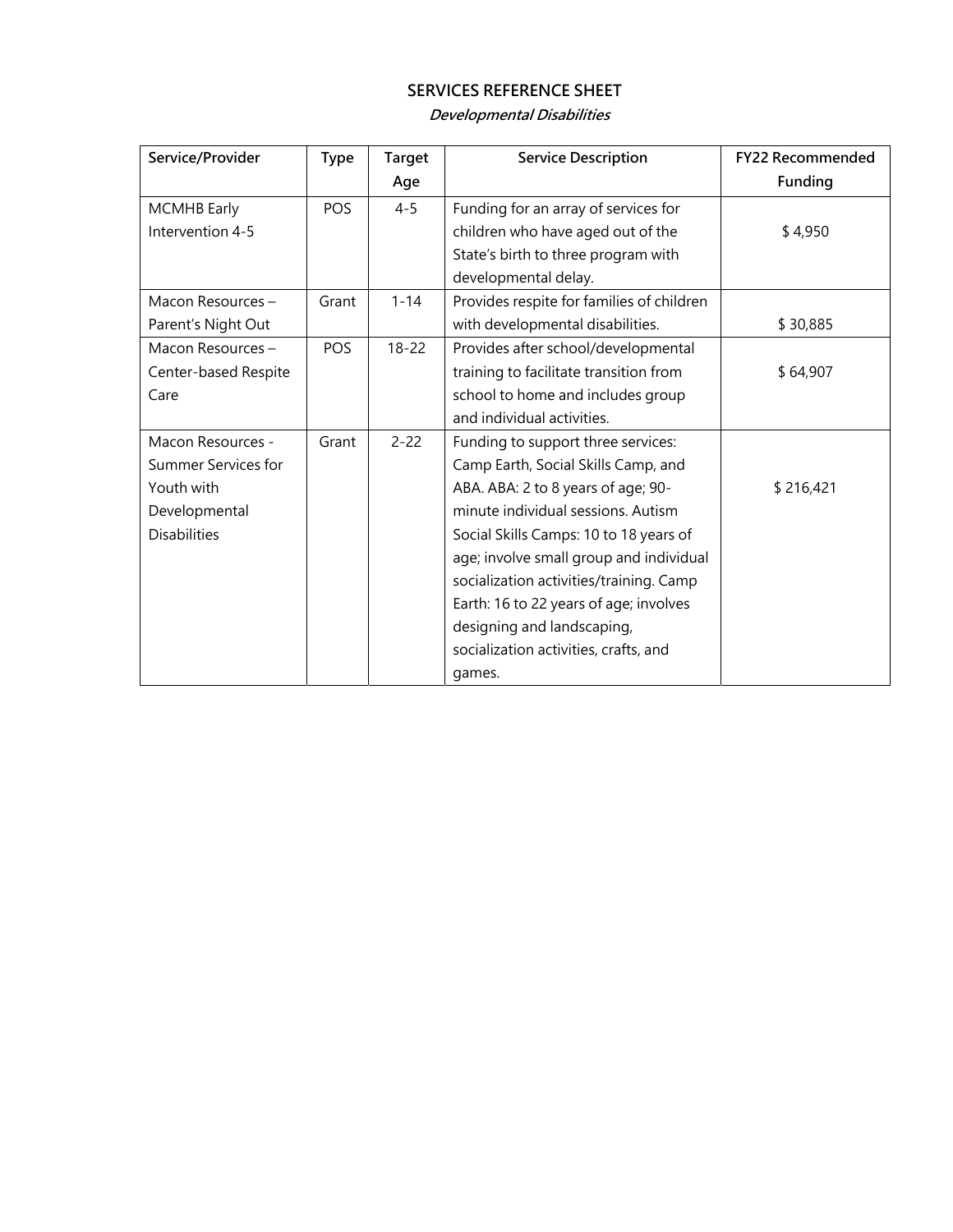## SERVICES REFERENCE SHEET

***Developmental Disabilities***

| Service/Provider | Type | Target Age | Service Description | FY22 Recommended Funding |
|---|---|---|---|---|
| MCMHB Early Intervention 4-5 | POS | 4-5 | Funding for an array of services for children who have aged out of the State's birth to three program with developmental delay. | $ 4,950 |
| Macon Resources – Parent's Night Out | Grant | 1-14 | Provides respite for families of children with developmental disabilities. | $ 30,885 |
| Macon Resources – Center-based Respite Care | POS | 18-22 | Provides after school/developmental training to facilitate transition from school to home and includes group and individual activities. | $ 64,907 |
| Macon Resources - Summer Services for Youth with Developmental Disabilities | Grant | 2-22 | Funding to support three services: Camp Earth, Social Skills Camp, and ABA. ABA: 2 to 8 years of age; 90-minute individual sessions. Autism Social Skills Camps: 10 to 18 years of age; involve small group and individual socialization activities/training. Camp Earth: 16 to 22 years of age; involves designing and landscaping, socialization activities, crafts, and games. | $ 216,421 |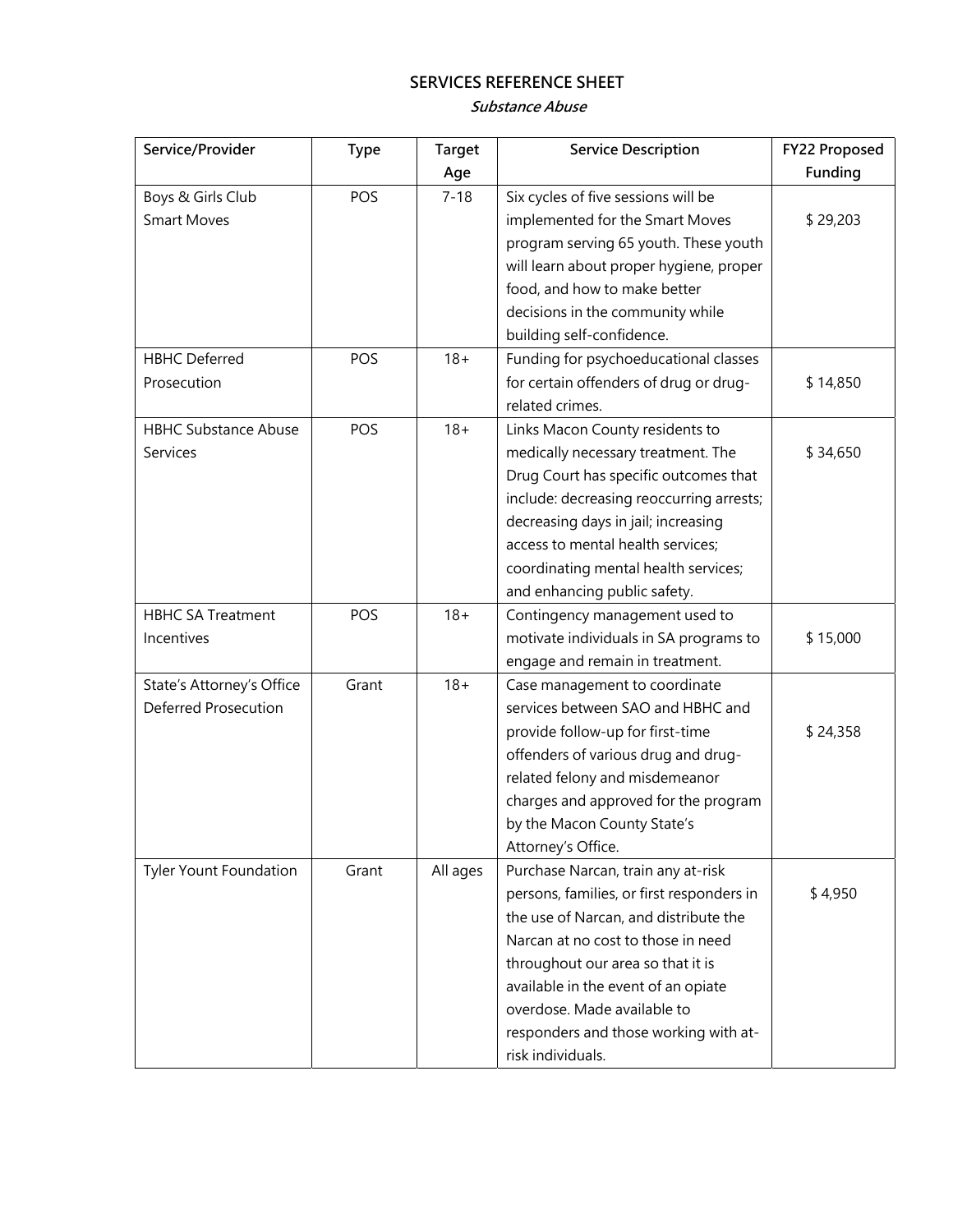## SERVICES REFERENCE SHEET

***Substance Abuse***

| Service/Provider | Type | Target Age | Service Description | FY22 Proposed Funding |
|---|---|---|---|---|
| Boys & Girls Club Smart Moves | POS | 7-18 | Six cycles of five sessions will be implemented for the Smart Moves program serving 65 youth. These youth will learn about proper hygiene, proper food, and how to make better decisions in the community while building self-confidence. | $ 29,203 |
| HBHC Deferred Prosecution | POS | 18+ | Funding for psychoeducational classes for certain offenders of drug or drug-related crimes. | $ 14,850 |
| HBHC Substance Abuse Services | POS | 18+ | Links Macon County residents to medically necessary treatment. The Drug Court has specific outcomes that include: decreasing reoccurring arrests; decreasing days in jail; increasing access to mental health services; coordinating mental health services; and enhancing public safety. | $ 34,650 |
| HBHC SA Treatment Incentives | POS | 18+ | Contingency management used to motivate individuals in SA programs to engage and remain in treatment. | $ 15,000 |
| State's Attorney's Office Deferred Prosecution | Grant | 18+ | Case management to coordinate services between SAO and HBHC and provide follow-up for first-time offenders of various drug and drug-related felony and misdemeanor charges and approved for the program by the Macon County State's Attorney's Office. | $ 24,358 |
| Tyler Yount Foundation | Grant | All ages | Purchase Narcan, train any at-risk persons, families, or first responders in the use of Narcan, and distribute the Narcan at no cost to those in need throughout our area so that it is available in the event of an opiate overdose. Made available to responders and those working with at-risk individuals. | $ 4,950 |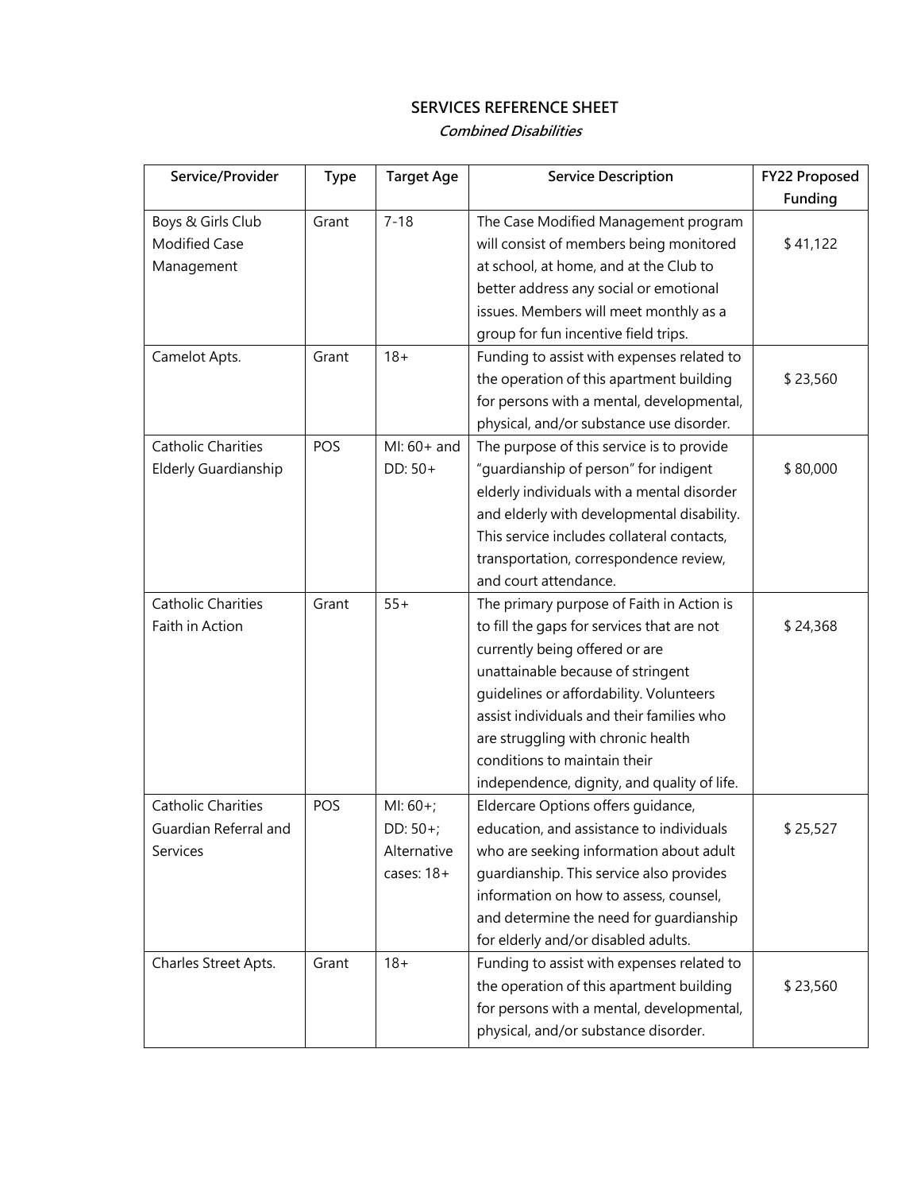# SERVICES REFERENCE SHEET

*Combined Disabilities*

| Service/Provider | Type | Target Age | Service Description | FY22 Proposed Funding |
|---|---|---|---|---|
| Boys & Girls Club Modified Case Management | Grant | 7-18 | The Case Modified Management program will consist of members being monitored at school, at home, and at the Club to better address any social or emotional issues. Members will meet monthly as a group for fun incentive field trips. | $ 41,122 |
| Camelot Apts. | Grant | 18+ | Funding to assist with expenses related to the operation of this apartment building for persons with a mental, developmental, physical, and/or substance use disorder. | $ 23,560 |
| Catholic Charities Elderly Guardianship | POS | MI: 60+ and DD: 50+ | The purpose of this service is to provide "guardianship of person" for indigent elderly individuals with a mental disorder and elderly with developmental disability. This service includes collateral contacts, transportation, correspondence review, and court attendance. | $ 80,000 |
| Catholic Charities Faith in Action | Grant | 55+ | The primary purpose of Faith in Action is to fill the gaps for services that are not currently being offered or are unattainable because of stringent guidelines or affordability. Volunteers assist individuals and their families who are struggling with chronic health conditions to maintain their independence, dignity, and quality of life. | $ 24,368 |
| Catholic Charities Guardian Referral and Services | POS | MI: 60+; DD: 50+; Alternative cases: 18+ | Eldercare Options offers guidance, education, and assistance to individuals who are seeking information about adult guardianship. This service also provides information on how to assess, counsel, and determine the need for guardianship for elderly and/or disabled adults. | $ 25,527 |
| Charles Street Apts. | Grant | 18+ | Funding to assist with expenses related to the operation of this apartment building for persons with a mental, developmental, physical, and/or substance disorder. | $ 23,560 |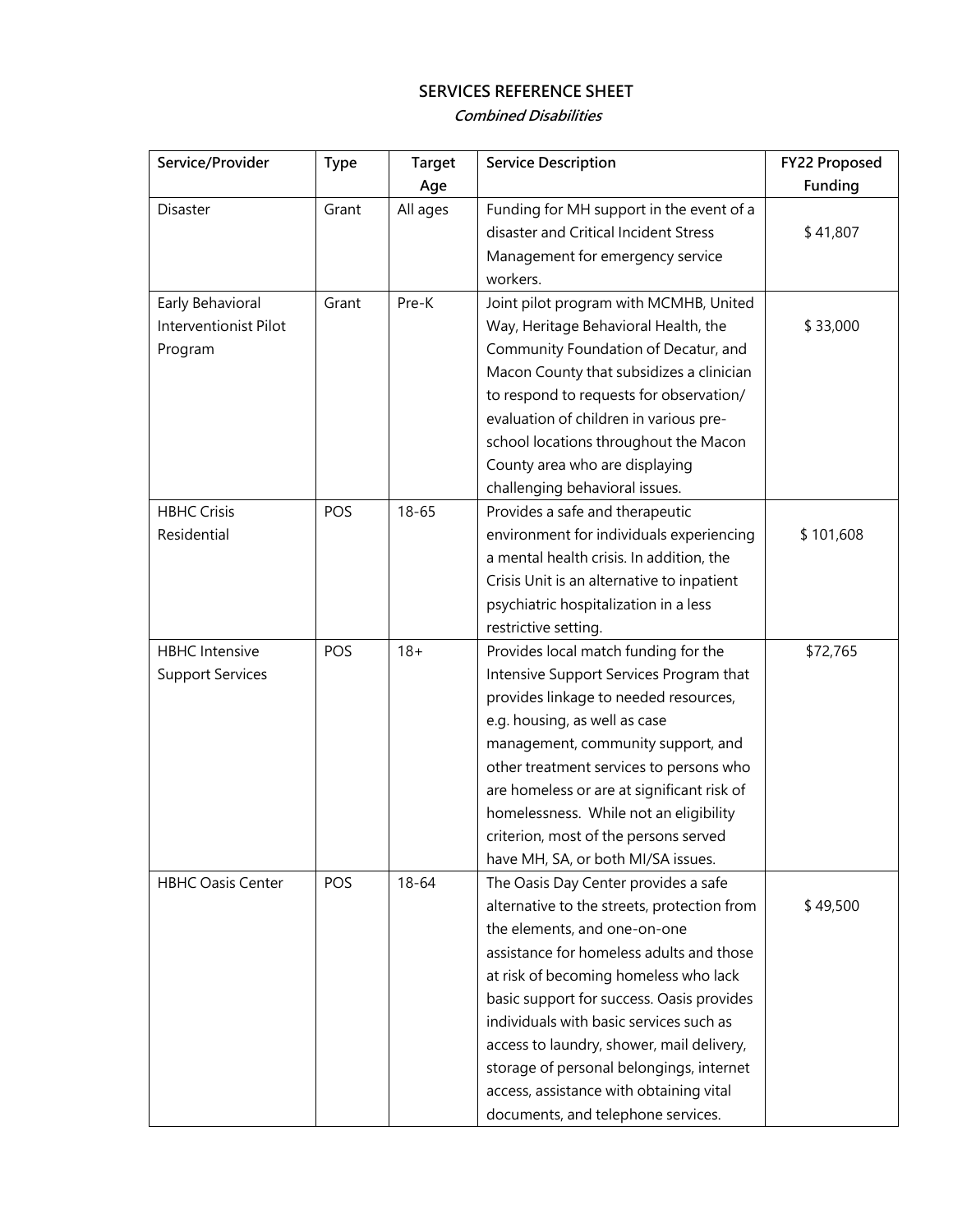# SERVICES REFERENCE SHEET

*Combined Disabilities*

| Service/Provider | Type | Target Age | Service Description | FY22 Proposed Funding |
|---|---|---|---|---|
| Disaster | Grant | All ages | Funding for MH support in the event of a disaster and Critical Incident Stress Management for emergency service workers. | $ 41,807 |
| Early Behavioral Interventionist Pilot Program | Grant | Pre-K | Joint pilot program with MCMHB, United Way, Heritage Behavioral Health, the Community Foundation of Decatur, and Macon County that subsidizes a clinician to respond to requests for observation/ evaluation of children in various pre-school locations throughout the Macon County area who are displaying challenging behavioral issues. | $ 33,000 |
| HBHC Crisis Residential | POS | 18-65 | Provides a safe and therapeutic environment for individuals experiencing a mental health crisis. In addition, the Crisis Unit is an alternative to inpatient psychiatric hospitalization in a less restrictive setting. | $ 101,608 |
| HBHC Intensive Support Services | POS | 18+ | Provides local match funding for the Intensive Support Services Program that provides linkage to needed resources, e.g. housing, as well as case management, community support, and other treatment services to persons who are homeless or are at significant risk of homelessness. While not an eligibility criterion, most of the persons served have MH, SA, or both MI/SA issues. | $72,765 |
| HBHC Oasis Center | POS | 18-64 | The Oasis Day Center provides a safe alternative to the streets, protection from the elements, and one-on-one assistance for homeless adults and those at risk of becoming homeless who lack basic support for success. Oasis provides individuals with basic services such as access to laundry, shower, mail delivery, storage of personal belongings, internet access, assistance with obtaining vital documents, and telephone services. | $ 49,500 |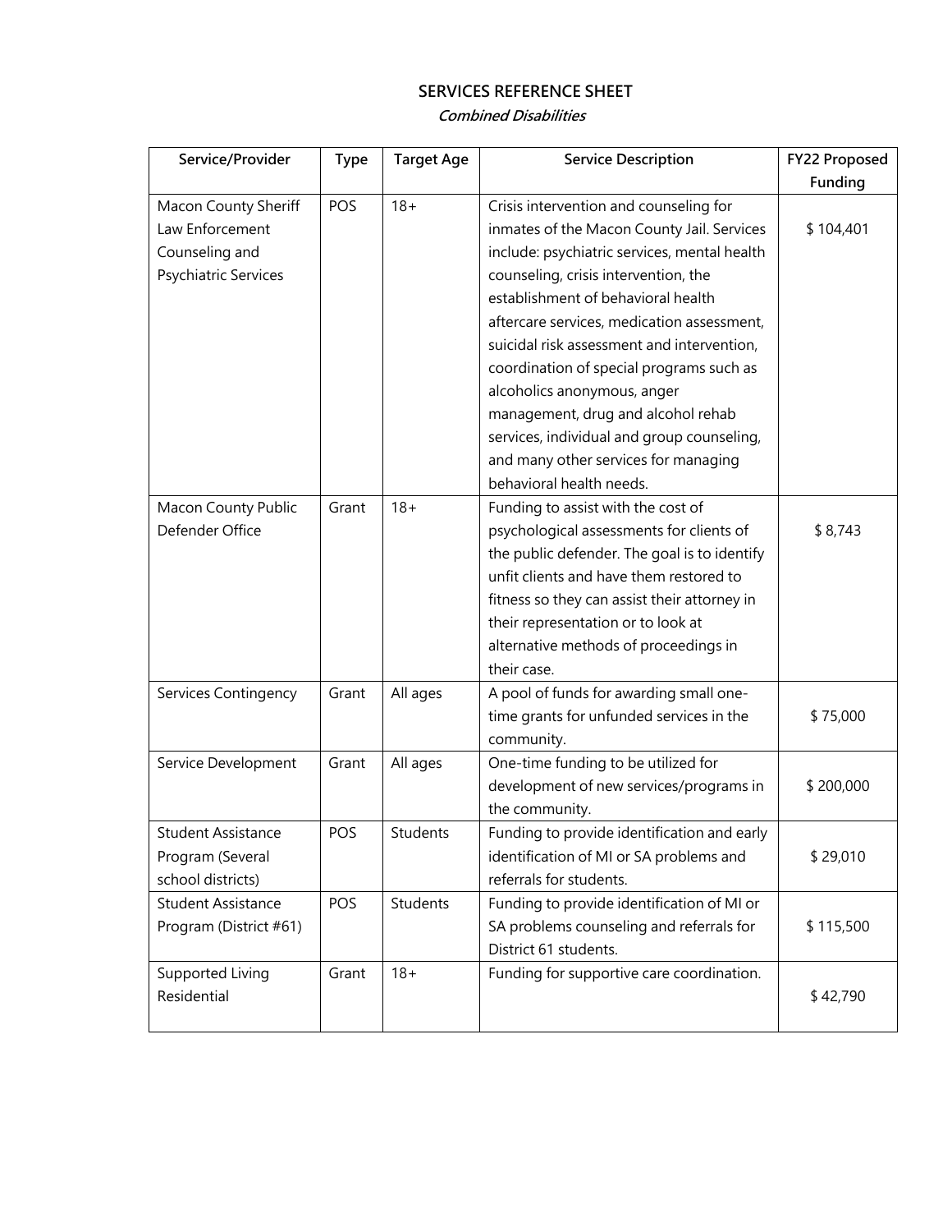# SERVICES REFERENCE SHEET

***Combined Disabilities***

| Service/Provider | Type | Target Age | Service Description | FY22 Proposed Funding |
|---|---|---|---|---|
| Macon County Sheriff Law Enforcement Counseling and Psychiatric Services | POS | 18+ | Crisis intervention and counseling for inmates of the Macon County Jail. Services include: psychiatric services, mental health counseling, crisis intervention, the establishment of behavioral health aftercare services, medication assessment, suicidal risk assessment and intervention, coordination of special programs such as alcoholics anonymous, anger management, drug and alcohol rehab services, individual and group counseling, and many other services for managing behavioral health needs. | $ 104,401 |
| Macon County Public Defender Office | Grant | 18+ | Funding to assist with the cost of psychological assessments for clients of the public defender. The goal is to identify unfit clients and have them restored to fitness so they can assist their attorney in their representation or to look at alternative methods of proceedings in their case. | $ 8,743 |
| Services Contingency | Grant | All ages | A pool of funds for awarding small one-time grants for unfunded services in the community. | $ 75,000 |
| Service Development | Grant | All ages | One-time funding to be utilized for development of new services/programs in the community. | $ 200,000 |
| Student Assistance Program (Several school districts) | POS | Students | Funding to provide identification and early identification of MI or SA problems and referrals for students. | $ 29,010 |
| Student Assistance Program (District #61) | POS | Students | Funding to provide identification of MI or SA problems counseling and referrals for District 61 students. | $ 115,500 |
| Supported Living Residential | Grant | 18+ | Funding for supportive care coordination. | $ 42,790 |